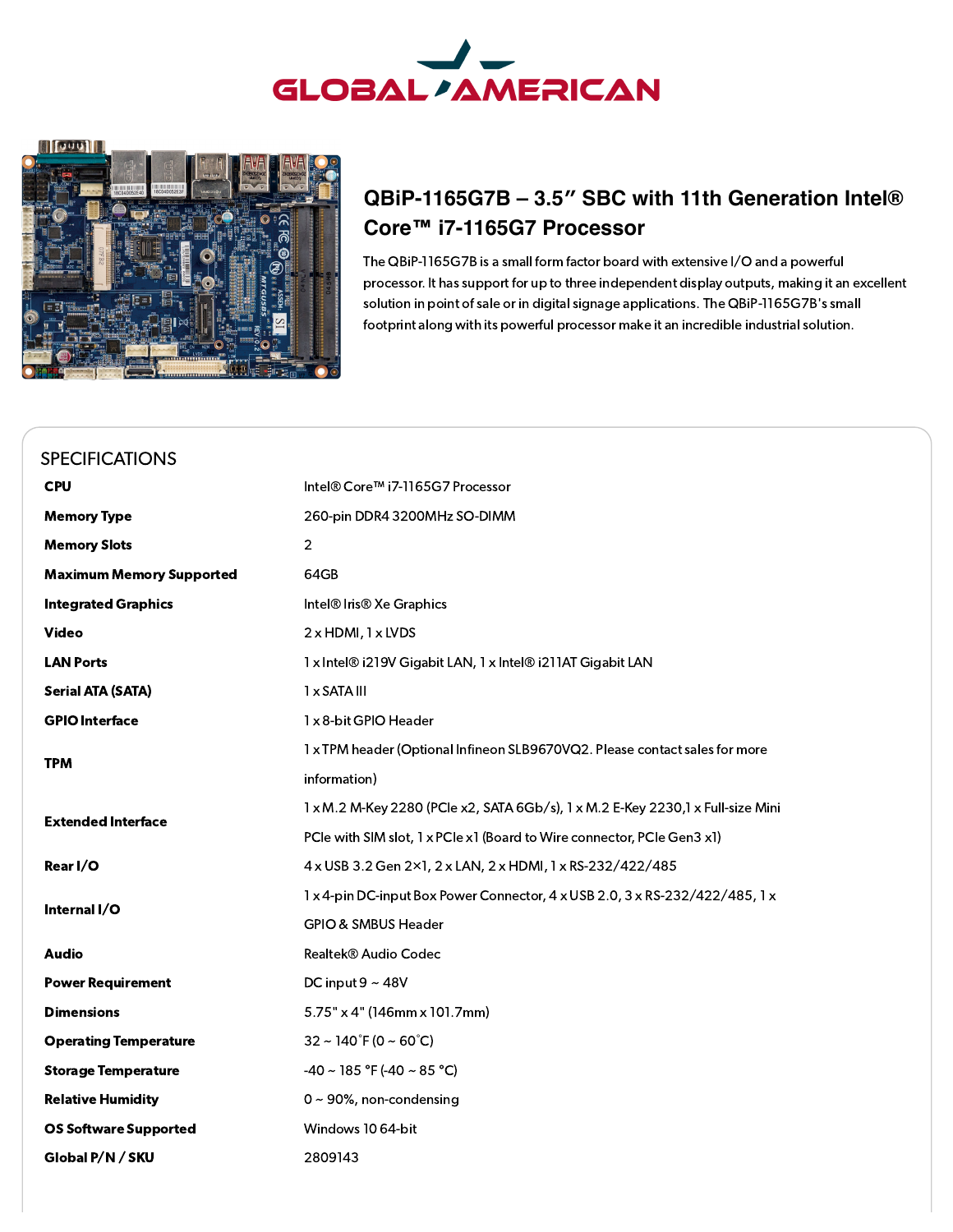GLOBAL AMERICAN

## QBiP-1165G7B – 3.5" SBC with 11th Generation Intel® Core™ i7-1165G7 Processor

The QBiP-1165G7B is a small form factor board with extensive I/O and a powerful processor. It has support for up to three independent display outputs, making it an excellent solution in point of sale or in digital signage applications. The QBiP-1165G7B's small footprint along with its powerful processor make it an incredible industrial solution.

## SPECIFICATIONS

| | |
|---|---|
| **CPU** | Intel® Core™ i7-1165G7 Processor |
| **Memory Type** | 260-pin DDR4 3200MHz SO-DIMM |
| **Memory Slots** | 2 |
| **Maximum Memory Supported** | 64GB |
| **Integrated Graphics** | Intel® Iris® Xe Graphics |
| **Video** | 2 x HDMI, 1 x LVDS |
| **LAN Ports** | 1 x Intel® i219V Gigabit LAN, 1 x Intel® i211AT Gigabit LAN |
| **Serial ATA (SATA)** | 1 x SATA III |
| **GPIO Interface** | 1 x 8-bit GPIO Header |
| **TPM** | 1 x TPM header (Optional Infineon SLB9670VQ2. Please contact sales for more information) |
| **Extended Interface** | 1 x M.2 M-Key 2280 (PCIe x2, SATA 6Gb/s), 1 x M.2 E-Key 2230,1 x Full-size Mini PCIe with SIM slot, 1 x PCIe x1 (Board to Wire connector, PCIe Gen3 x1) |
| **Rear I/O** | 4 x USB 3.2 Gen 2×1, 2 x LAN, 2 x HDMI, 1 x RS-232/422/485 |
| **Internal I/O** | 1 x 4-pin DC-input Box Power Connector, 4 x USB 2.0, 3 x RS-232/422/485, 1 x GPIO & SMBUS Header |
| **Audio** | Realtek® Audio Codec |
| **Power Requirement** | DC input 9 ~ 48V |
| **Dimensions** | 5.75" x 4" (146mm x 101.7mm) |
| **Operating Temperature** | 32 ~ 140˚F (0 ~ 60˚C) |
| **Storage Temperature** | -40 ~ 185 °F (-40 ~ 85 °C) |
| **Relative Humidity** | 0 ~ 90%, non-condensing |
| **OS Software Supported** | Windows 10 64-bit |
| **Global P/N / SKU** | 2809143 |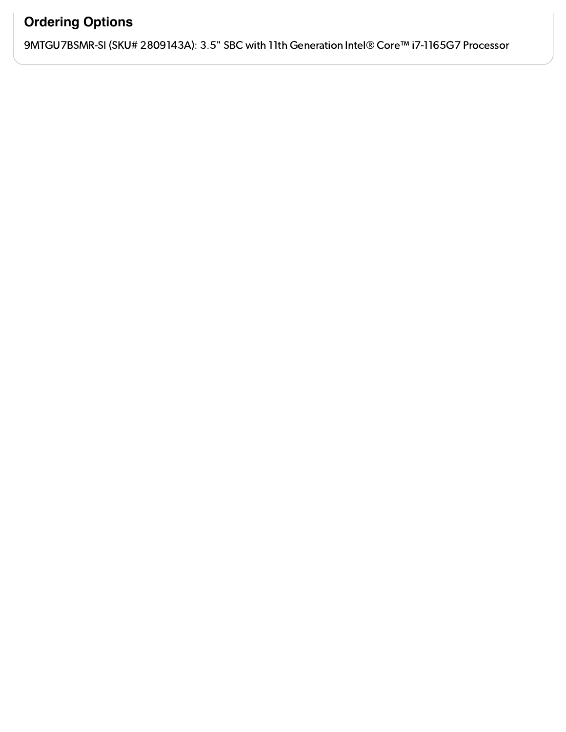## Ordering Options

9MTGU7BSMR-SI (SKU# 2809143A): 3.5" SBC with 11th Generation Intel® Core™ i7-1165G7 Processor